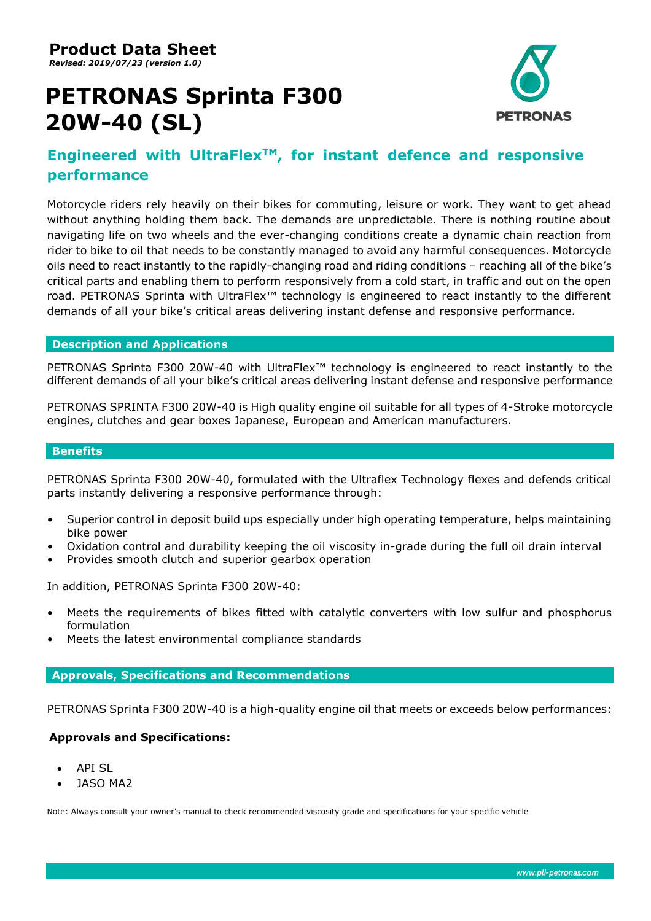**Product Data Sheet**

***Revised: 2019/07/23 (version 1.0)***

# PETRONAS Sprinta F300 20W-40 (SL)

PETRONAS

## Engineered with UltraFlex™, for instant defence and responsive performance

Motorcycle riders rely heavily on their bikes for commuting, leisure or work. They want to get ahead without anything holding them back. The demands are unpredictable. There is nothing routine about navigating life on two wheels and the ever-changing conditions create a dynamic chain reaction from rider to bike to oil that needs to be constantly managed to avoid any harmful consequences. Motorcycle oils need to react instantly to the rapidly-changing road and riding conditions – reaching all of the bike's critical parts and enabling them to perform responsively from a cold start, in traffic and out on the open road. PETRONAS Sprinta with UltraFlex™ technology is engineered to react instantly to the different demands of all your bike's critical areas delivering instant defense and responsive performance.

### Description and Applications

PETRONAS Sprinta F300 20W-40 with UltraFlex™ technology is engineered to react instantly to the different demands of all your bike's critical areas delivering instant defense and responsive performance

PETRONAS SPRINTA F300 20W-40 is High quality engine oil suitable for all types of 4-Stroke motorcycle engines, clutches and gear boxes Japanese, European and American manufacturers.

### Benefits

PETRONAS Sprinta F300 20W-40, formulated with the Ultraflex Technology flexes and defends critical parts instantly delivering a responsive performance through:

- Superior control in deposit build ups especially under high operating temperature, helps maintaining bike power
- Oxidation control and durability keeping the oil viscosity in-grade during the full oil drain interval
- Provides smooth clutch and superior gearbox operation

In addition, PETRONAS Sprinta F300 20W-40:

- Meets the requirements of bikes fitted with catalytic converters with low sulfur and phosphorus formulation
- Meets the latest environmental compliance standards

### Approvals, Specifications and Recommendations

PETRONAS Sprinta F300 20W-40 is a high-quality engine oil that meets or exceeds below performances:

**Approvals and Specifications:**

- API SL
- JASO MA2

Note: Always consult your owner's manual to check recommended viscosity grade and specifications for your specific vehicle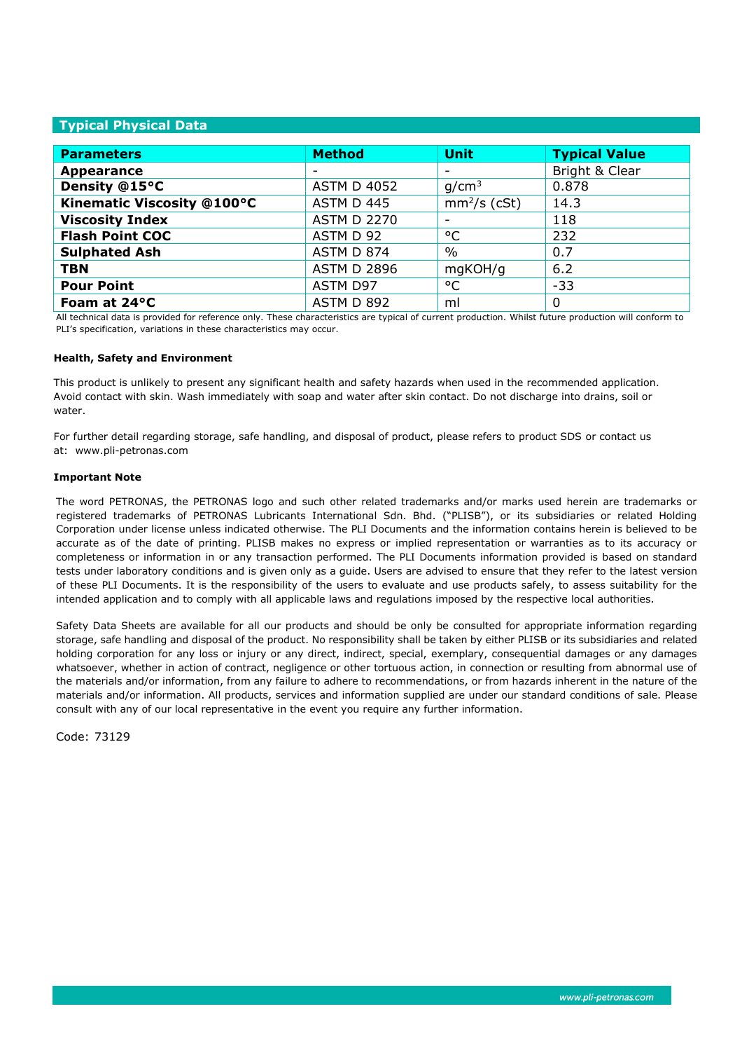## Typical Physical Data

| Parameters | Method | Unit | Typical Value |
|---|---|---|---|
| **Appearance** | - | - | Bright & Clear |
| **Density @15°C** | ASTM D 4052 | $g/cm^3$ | 0.878 |
| **Kinematic Viscosity @100°C** | ASTM D 445 | $mm^2/s$ (cSt) | 14.3 |
| **Viscosity Index** | ASTM D 2270 | - | 118 |
| **Flash Point COC** | ASTM D 92 | °C | 232 |
| **Sulphated Ash** | ASTM D 874 | % | 0.7 |
| **TBN** | ASTM D 2896 | mgKOH/g | 6.2 |
| **Pour Point** | ASTM D97 | °C | -33 |
| **Foam at 24°C** | ASTM D 892 | ml | 0 |

All technical data is provided for reference only. These characteristics are typical of current production. Whilst future production will conform to PLI's specification, variations in these characteristics may occur.

**Health, Safety and Environment**

This product is unlikely to present any significant health and safety hazards when used in the recommended application. Avoid contact with skin. Wash immediately with soap and water after skin contact. Do not discharge into drains, soil or water.

For further detail regarding storage, safe handling, and disposal of product, please refers to product SDS or contact us at: www.pli-petronas.com

**Important Note**

The word PETRONAS, the PETRONAS logo and such other related trademarks and/or marks used herein are trademarks or registered trademarks of PETRONAS Lubricants International Sdn. Bhd. ("PLISB"), or its subsidiaries or related Holding Corporation under license unless indicated otherwise. The PLI Documents and the information contains herein is believed to be accurate as of the date of printing. PLISB makes no express or implied representation or warranties as to its accuracy or completeness or information in or any transaction performed. The PLI Documents information provided is based on standard tests under laboratory conditions and is given only as a guide. Users are advised to ensure that they refer to the latest version of these PLI Documents. It is the responsibility of the users to evaluate and use products safely, to assess suitability for the intended application and to comply with all applicable laws and regulations imposed by the respective local authorities.

Safety Data Sheets are available for all our products and should be only be consulted for appropriate information regarding storage, safe handling and disposal of the product. No responsibility shall be taken by either PLISB or its subsidiaries and related holding corporation for any loss or injury or any direct, indirect, special, exemplary, consequential damages or any damages whatsoever, whether in action of contract, negligence or other tortuous action, in connection or resulting from abnormal use of the materials and/or information, from any failure to adhere to recommendations, or from hazards inherent in the nature of the materials and/or information. All products, services and information supplied are under our standard conditions of sale. Please consult with any of our local representative in the event you require any further information.

Code: 73129